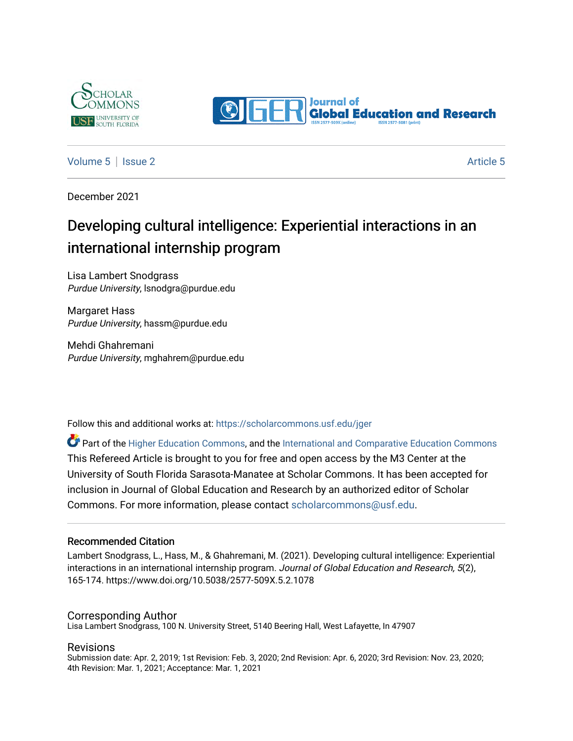Volume 5 | Issue 2 Article 5

December 2021

# Developing cultural intelligence: Experiential interactions in an international internship program

Lisa Lambert Snodgrass
*Purdue University*, lsnodgra@purdue.edu

Margaret Hass
*Purdue University*, hassm@purdue.edu

Mehdi Ghahremani
*Purdue University*, mghahrem@purdue.edu

Follow this and additional works at: https://scholarcommons.usf.edu/jger

Part of the Higher Education Commons, and the International and Comparative Education Commons

This Refereed Article is brought to you for free and open access by the M3 Center at the University of South Florida Sarasota-Manatee at Scholar Commons. It has been accepted for inclusion in Journal of Global Education and Research by an authorized editor of Scholar Commons. For more information, please contact scholarcommons@usf.edu.

## Recommended Citation

Lambert Snodgrass, L., Hass, M., & Ghahremani, M. (2021). Developing cultural intelligence: Experiential interactions in an international internship program. *Journal of Global Education and Research, 5*(2), 165-174. https://www.doi.org/10.5038/2577-509X.5.2.1078

## Corresponding Author

Lisa Lambert Snodgrass, 100 N. University Street, 5140 Beering Hall, West Lafayette, In 47907

## Revisions

Submission date: Apr. 2, 2019; 1st Revision: Feb. 3, 2020; 2nd Revision: Apr. 6, 2020; 3rd Revision: Nov. 23, 2020; 4th Revision: Mar. 1, 2021; Acceptance: Mar. 1, 2021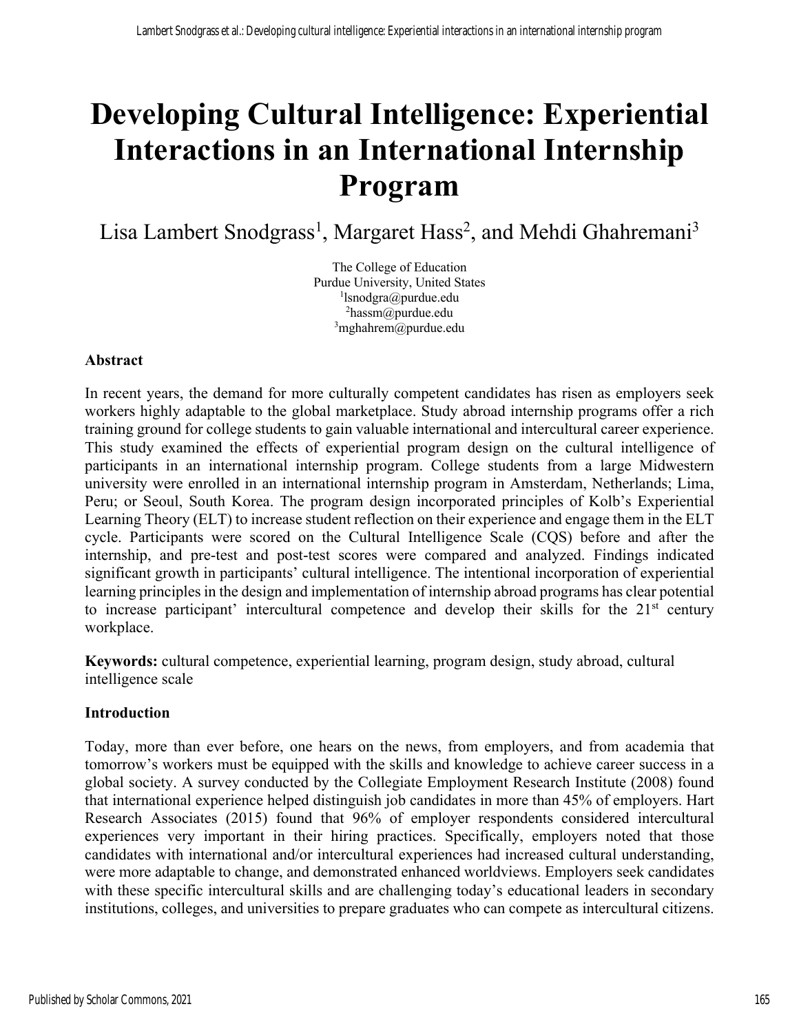# Developing Cultural Intelligence: Experiential Interactions in an International Internship Program

Lisa Lambert Snodgrass[1], Margaret Hass[2], and Mehdi Ghahremani[3]

The College of Education
Purdue University, United States
[1]lsnodgra@purdue.edu
[2]hassm@purdue.edu
[3]mghahrem@purdue.edu

## Abstract

In recent years, the demand for more culturally competent candidates has risen as employers seek workers highly adaptable to the global marketplace. Study abroad internship programs offer a rich training ground for college students to gain valuable international and intercultural career experience. This study examined the effects of experiential program design on the cultural intelligence of participants in an international internship program. College students from a large Midwestern university were enrolled in an international internship program in Amsterdam, Netherlands; Lima, Peru; or Seoul, South Korea. The program design incorporated principles of Kolb's Experiential Learning Theory (ELT) to increase student reflection on their experience and engage them in the ELT cycle. Participants were scored on the Cultural Intelligence Scale (CQS) before and after the internship, and pre-test and post-test scores were compared and analyzed. Findings indicated significant growth in participants' cultural intelligence. The intentional incorporation of experiential learning principles in the design and implementation of internship abroad programs has clear potential to increase participant' intercultural competence and develop their skills for the 21st century workplace.

**Keywords:** cultural competence, experiential learning, program design, study abroad, cultural intelligence scale

## Introduction

Today, more than ever before, one hears on the news, from employers, and from academia that tomorrow's workers must be equipped with the skills and knowledge to achieve career success in a global society. A survey conducted by the Collegiate Employment Research Institute (2008) found that international experience helped distinguish job candidates in more than 45% of employers. Hart Research Associates (2015) found that 96% of employer respondents considered intercultural experiences very important in their hiring practices. Specifically, employers noted that those candidates with international and/or intercultural experiences had increased cultural understanding, were more adaptable to change, and demonstrated enhanced worldviews. Employers seek candidates with these specific intercultural skills and are challenging today's educational leaders in secondary institutions, colleges, and universities to prepare graduates who can compete as intercultural citizens.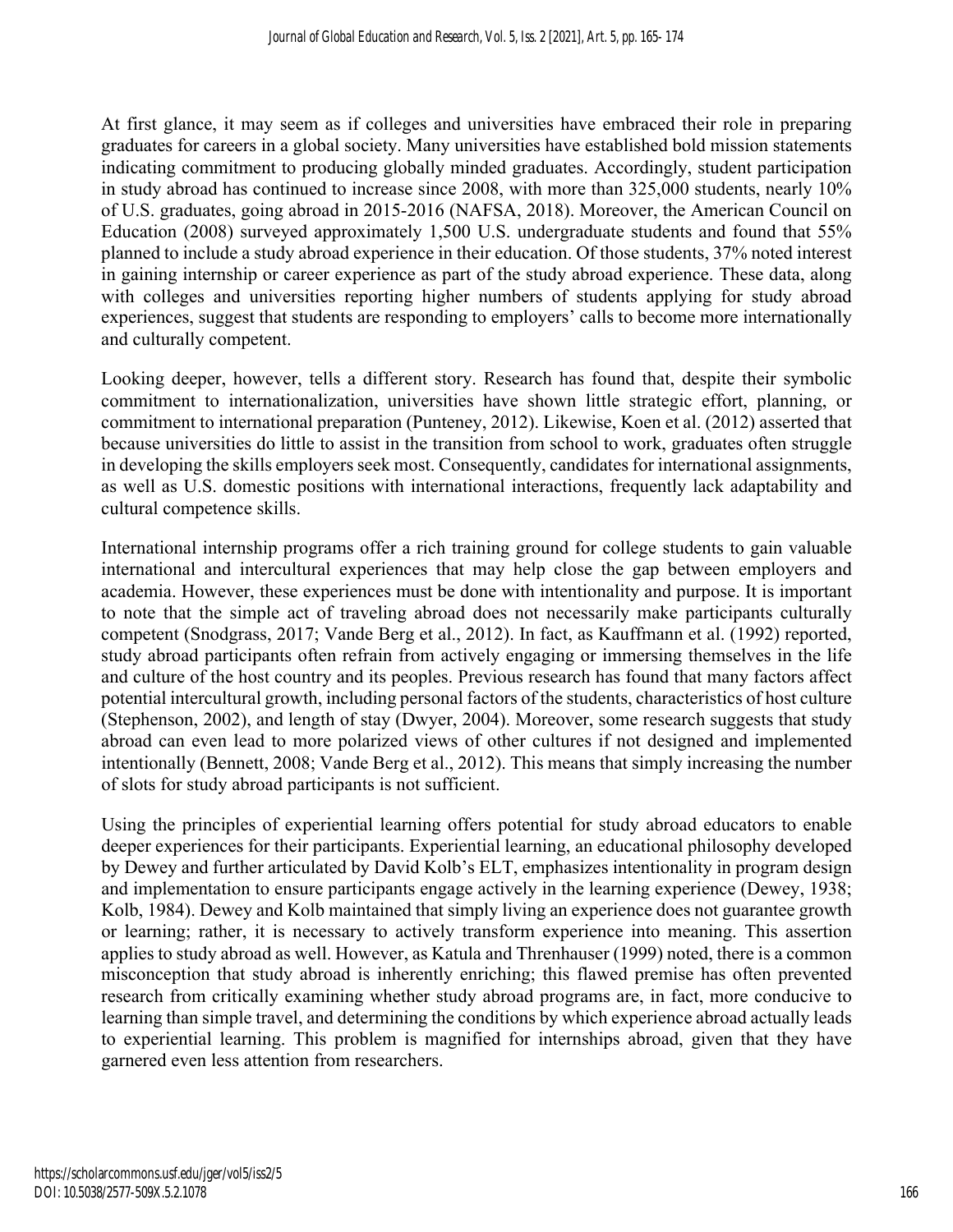At first glance, it may seem as if colleges and universities have embraced their role in preparing graduates for careers in a global society. Many universities have established bold mission statements indicating commitment to producing globally minded graduates. Accordingly, student participation in study abroad has continued to increase since 2008, with more than 325,000 students, nearly 10% of U.S. graduates, going abroad in 2015-2016 (NAFSA, 2018). Moreover, the American Council on Education (2008) surveyed approximately 1,500 U.S. undergraduate students and found that 55% planned to include a study abroad experience in their education. Of those students, 37% noted interest in gaining internship or career experience as part of the study abroad experience. These data, along with colleges and universities reporting higher numbers of students applying for study abroad experiences, suggest that students are responding to employers' calls to become more internationally and culturally competent.

Looking deeper, however, tells a different story. Research has found that, despite their symbolic commitment to internationalization, universities have shown little strategic effort, planning, or commitment to international preparation (Punteney, 2012). Likewise, Koen et al. (2012) asserted that because universities do little to assist in the transition from school to work, graduates often struggle in developing the skills employers seek most. Consequently, candidates for international assignments, as well as U.S. domestic positions with international interactions, frequently lack adaptability and cultural competence skills.

International internship programs offer a rich training ground for college students to gain valuable international and intercultural experiences that may help close the gap between employers and academia. However, these experiences must be done with intentionality and purpose. It is important to note that the simple act of traveling abroad does not necessarily make participants culturally competent (Snodgrass, 2017; Vande Berg et al., 2012). In fact, as Kauffmann et al. (1992) reported, study abroad participants often refrain from actively engaging or immersing themselves in the life and culture of the host country and its peoples. Previous research has found that many factors affect potential intercultural growth, including personal factors of the students, characteristics of host culture (Stephenson, 2002), and length of stay (Dwyer, 2004). Moreover, some research suggests that study abroad can even lead to more polarized views of other cultures if not designed and implemented intentionally (Bennett, 2008; Vande Berg et al., 2012). This means that simply increasing the number of slots for study abroad participants is not sufficient.

Using the principles of experiential learning offers potential for study abroad educators to enable deeper experiences for their participants. Experiential learning, an educational philosophy developed by Dewey and further articulated by David Kolb's ELT, emphasizes intentionality in program design and implementation to ensure participants engage actively in the learning experience (Dewey, 1938; Kolb, 1984). Dewey and Kolb maintained that simply living an experience does not guarantee growth or learning; rather, it is necessary to actively transform experience into meaning. This assertion applies to study abroad as well. However, as Katula and Threnhauser (1999) noted, there is a common misconception that study abroad is inherently enriching; this flawed premise has often prevented research from critically examining whether study abroad programs are, in fact, more conducive to learning than simple travel, and determining the conditions by which experience abroad actually leads to experiential learning. This problem is magnified for internships abroad, given that they have garnered even less attention from researchers.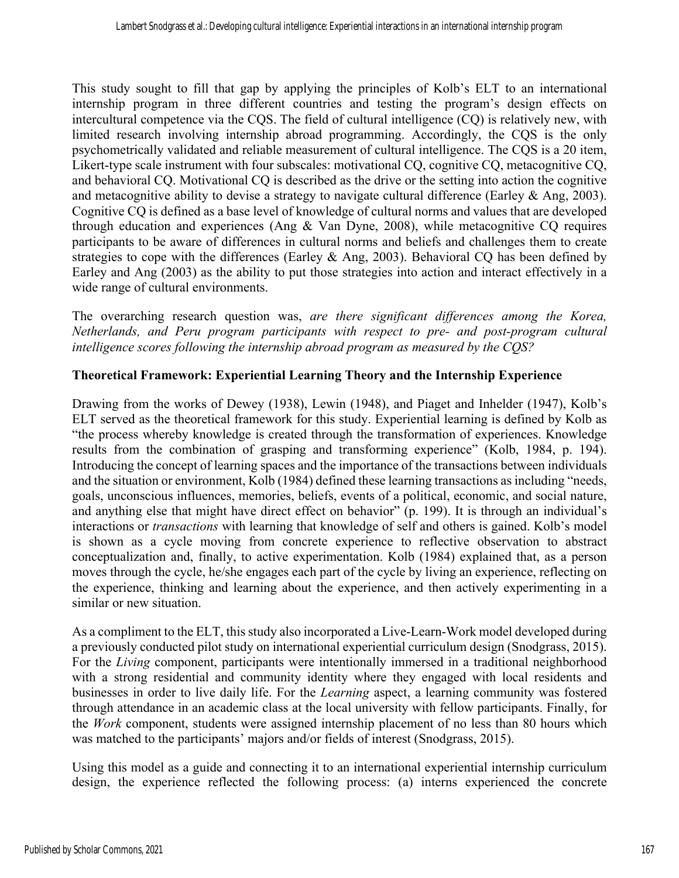This study sought to fill that gap by applying the principles of Kolb's ELT to an international internship program in three different countries and testing the program's design effects on intercultural competence via the CQS. The field of cultural intelligence (CQ) is relatively new, with limited research involving internship abroad programming. Accordingly, the CQS is the only psychometrically validated and reliable measurement of cultural intelligence. The CQS is a 20 item, Likert-type scale instrument with four subscales: motivational CQ, cognitive CQ, metacognitive CQ, and behavioral CQ. Motivational CQ is described as the drive or the setting into action the cognitive and metacognitive ability to devise a strategy to navigate cultural difference (Earley & Ang, 2003). Cognitive CQ is defined as a base level of knowledge of cultural norms and values that are developed through education and experiences (Ang & Van Dyne, 2008), while metacognitive CQ requires participants to be aware of differences in cultural norms and beliefs and challenges them to create strategies to cope with the differences (Earley & Ang, 2003). Behavioral CQ has been defined by Earley and Ang (2003) as the ability to put those strategies into action and interact effectively in a wide range of cultural environments.

The overarching research question was, *are there significant differences among the Korea, Netherlands, and Peru program participants with respect to pre- and post-program cultural intelligence scores following the internship abroad program as measured by the CQS?*

## Theoretical Framework: Experiential Learning Theory and the Internship Experience

Drawing from the works of Dewey (1938), Lewin (1948), and Piaget and Inhelder (1947), Kolb's ELT served as the theoretical framework for this study. Experiential learning is defined by Kolb as "the process whereby knowledge is created through the transformation of experiences. Knowledge results from the combination of grasping and transforming experience" (Kolb, 1984, p. 194). Introducing the concept of learning spaces and the importance of the transactions between individuals and the situation or environment, Kolb (1984) defined these learning transactions as including "needs, goals, unconscious influences, memories, beliefs, events of a political, economic, and social nature, and anything else that might have direct effect on behavior" (p. 199). It is through an individual's interactions or *transactions* with learning that knowledge of self and others is gained. Kolb's model is shown as a cycle moving from concrete experience to reflective observation to abstract conceptualization and, finally, to active experimentation. Kolb (1984) explained that, as a person moves through the cycle, he/she engages each part of the cycle by living an experience, reflecting on the experience, thinking and learning about the experience, and then actively experimenting in a similar or new situation.

As a compliment to the ELT, this study also incorporated a Live-Learn-Work model developed during a previously conducted pilot study on international experiential curriculum design (Snodgrass, 2015). For the *Living* component, participants were intentionally immersed in a traditional neighborhood with a strong residential and community identity where they engaged with local residents and businesses in order to live daily life. For the *Learning* aspect, a learning community was fostered through attendance in an academic class at the local university with fellow participants. Finally, for the *Work* component, students were assigned internship placement of no less than 80 hours which was matched to the participants' majors and/or fields of interest (Snodgrass, 2015).

Using this model as a guide and connecting it to an international experiential internship curriculum design, the experience reflected the following process: (a) interns experienced the concrete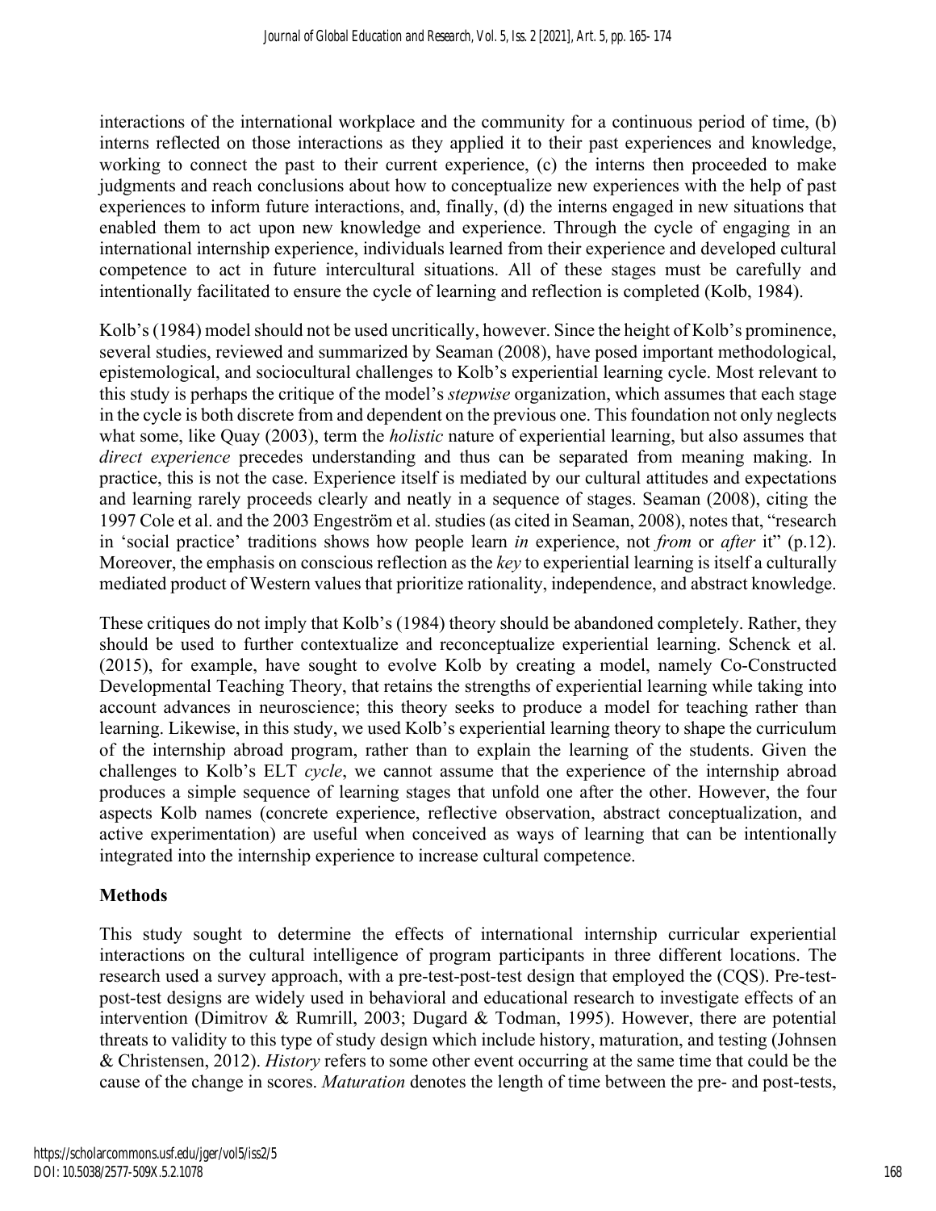interactions of the international workplace and the community for a continuous period of time, (b) interns reflected on those interactions as they applied it to their past experiences and knowledge, working to connect the past to their current experience, (c) the interns then proceeded to make judgments and reach conclusions about how to conceptualize new experiences with the help of past experiences to inform future interactions, and, finally, (d) the interns engaged in new situations that enabled them to act upon new knowledge and experience. Through the cycle of engaging in an international internship experience, individuals learned from their experience and developed cultural competence to act in future intercultural situations. All of these stages must be carefully and intentionally facilitated to ensure the cycle of learning and reflection is completed (Kolb, 1984).

Kolb's (1984) model should not be used uncritically, however. Since the height of Kolb's prominence, several studies, reviewed and summarized by Seaman (2008), have posed important methodological, epistemological, and sociocultural challenges to Kolb's experiential learning cycle. Most relevant to this study is perhaps the critique of the model's *stepwise* organization, which assumes that each stage in the cycle is both discrete from and dependent on the previous one. This foundation not only neglects what some, like Quay (2003), term the *holistic* nature of experiential learning, but also assumes that *direct experience* precedes understanding and thus can be separated from meaning making. In practice, this is not the case. Experience itself is mediated by our cultural attitudes and expectations and learning rarely proceeds clearly and neatly in a sequence of stages. Seaman (2008), citing the 1997 Cole et al. and the 2003 Engeström et al. studies (as cited in Seaman, 2008), notes that, "research in 'social practice' traditions shows how people learn *in* experience, not *from* or *after* it" (p.12). Moreover, the emphasis on conscious reflection as the *key* to experiential learning is itself a culturally mediated product of Western values that prioritize rationality, independence, and abstract knowledge.

These critiques do not imply that Kolb's (1984) theory should be abandoned completely. Rather, they should be used to further contextualize and reconceptualize experiential learning. Schenck et al. (2015), for example, have sought to evolve Kolb by creating a model, namely Co-Constructed Developmental Teaching Theory, that retains the strengths of experiential learning while taking into account advances in neuroscience; this theory seeks to produce a model for teaching rather than learning. Likewise, in this study, we used Kolb's experiential learning theory to shape the curriculum of the internship abroad program, rather than to explain the learning of the students. Given the challenges to Kolb's ELT *cycle*, we cannot assume that the experience of the internship abroad produces a simple sequence of learning stages that unfold one after the other. However, the four aspects Kolb names (concrete experience, reflective observation, abstract conceptualization, and active experimentation) are useful when conceived as ways of learning that can be intentionally integrated into the internship experience to increase cultural competence.

## Methods

This study sought to determine the effects of international internship curricular experiential interactions on the cultural intelligence of program participants in three different locations. The research used a survey approach, with a pre-test-post-test design that employed the (CQS). Pre-test-post-test designs are widely used in behavioral and educational research to investigate effects of an intervention (Dimitrov & Rumrill, 2003; Dugard & Todman, 1995). However, there are potential threats to validity to this type of study design which include history, maturation, and testing (Johnsen & Christensen, 2012). *History* refers to some other event occurring at the same time that could be the cause of the change in scores. *Maturation* denotes the length of time between the pre- and post-tests,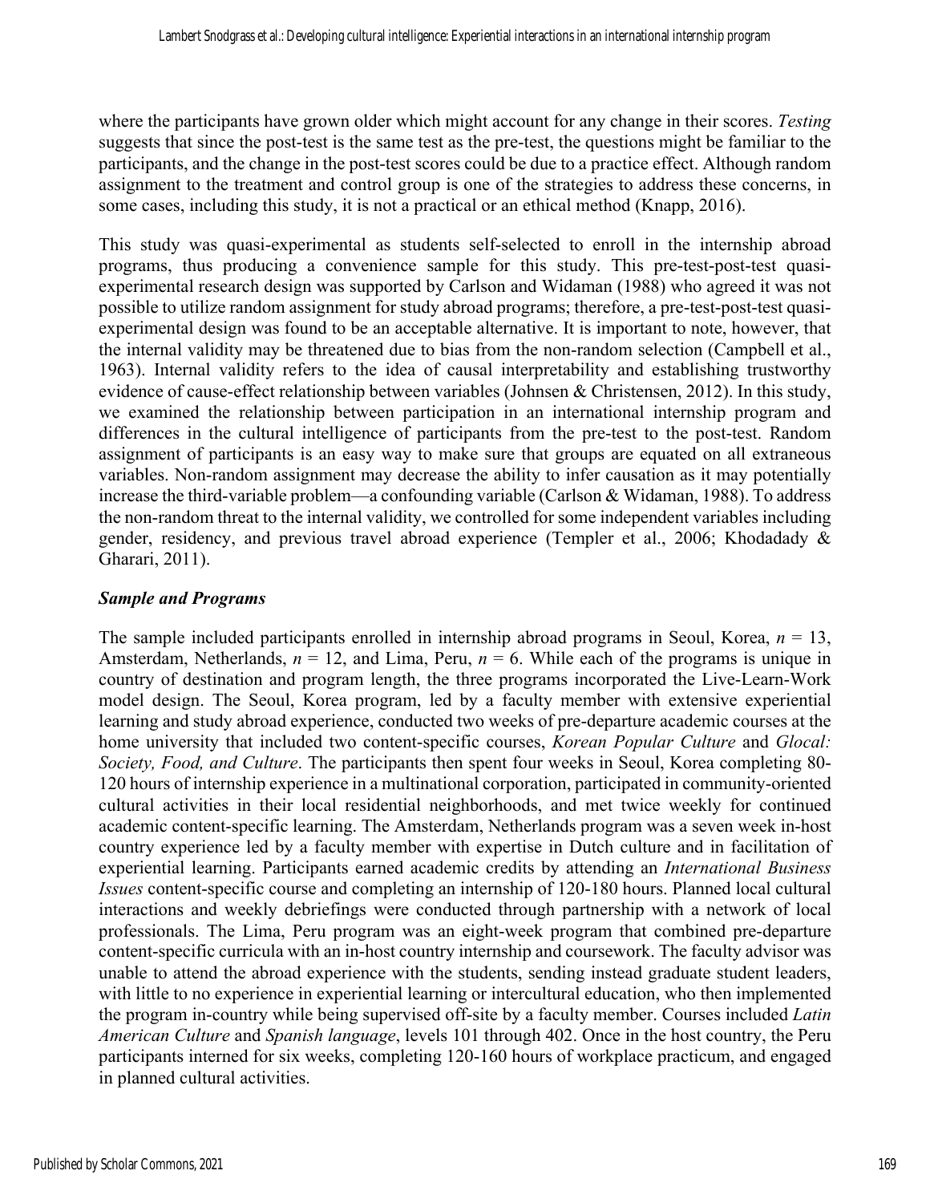where the participants have grown older which might account for any change in their scores. *Testing* suggests that since the post-test is the same test as the pre-test, the questions might be familiar to the participants, and the change in the post-test scores could be due to a practice effect. Although random assignment to the treatment and control group is one of the strategies to address these concerns, in some cases, including this study, it is not a practical or an ethical method (Knapp, 2016).

This study was quasi-experimental as students self-selected to enroll in the internship abroad programs, thus producing a convenience sample for this study. This pre-test-post-test quasi-experimental research design was supported by Carlson and Widaman (1988) who agreed it was not possible to utilize random assignment for study abroad programs; therefore, a pre-test-post-test quasi-experimental design was found to be an acceptable alternative. It is important to note, however, that the internal validity may be threatened due to bias from the non-random selection (Campbell et al., 1963). Internal validity refers to the idea of causal interpretability and establishing trustworthy evidence of cause-effect relationship between variables (Johnsen & Christensen, 2012). In this study, we examined the relationship between participation in an international internship program and differences in the cultural intelligence of participants from the pre-test to the post-test. Random assignment of participants is an easy way to make sure that groups are equated on all extraneous variables. Non-random assignment may decrease the ability to infer causation as it may potentially increase the third-variable problem—a confounding variable (Carlson & Widaman, 1988). To address the non-random threat to the internal validity, we controlled for some independent variables including gender, residency, and previous travel abroad experience (Templer et al., 2006; Khodadady & Gharari, 2011).

### *Sample and Programs*

The sample included participants enrolled in internship abroad programs in Seoul, Korea, $n = 13$, Amsterdam, Netherlands, $n = 12$, and Lima, Peru, $n = 6$. While each of the programs is unique in country of destination and program length, the three programs incorporated the Live-Learn-Work model design. The Seoul, Korea program, led by a faculty member with extensive experiential learning and study abroad experience, conducted two weeks of pre-departure academic courses at the home university that included two content-specific courses, *Korean Popular Culture* and *Glocal: Society, Food, and Culture*. The participants then spent four weeks in Seoul, Korea completing 80-120 hours of internship experience in a multinational corporation, participated in community-oriented cultural activities in their local residential neighborhoods, and met twice weekly for continued academic content-specific learning. The Amsterdam, Netherlands program was a seven week in-host country experience led by a faculty member with expertise in Dutch culture and in facilitation of experiential learning. Participants earned academic credits by attending an *International Business Issues* content-specific course and completing an internship of 120-180 hours. Planned local cultural interactions and weekly debriefings were conducted through partnership with a network of local professionals. The Lima, Peru program was an eight-week program that combined pre-departure content-specific curricula with an in-host country internship and coursework. The faculty advisor was unable to attend the abroad experience with the students, sending instead graduate student leaders, with little to no experience in experiential learning or intercultural education, who then implemented the program in-country while being supervised off-site by a faculty member. Courses included *Latin American Culture* and *Spanish language*, levels 101 through 402. Once in the host country, the Peru participants interned for six weeks, completing 120-160 hours of workplace practicum, and engaged in planned cultural activities.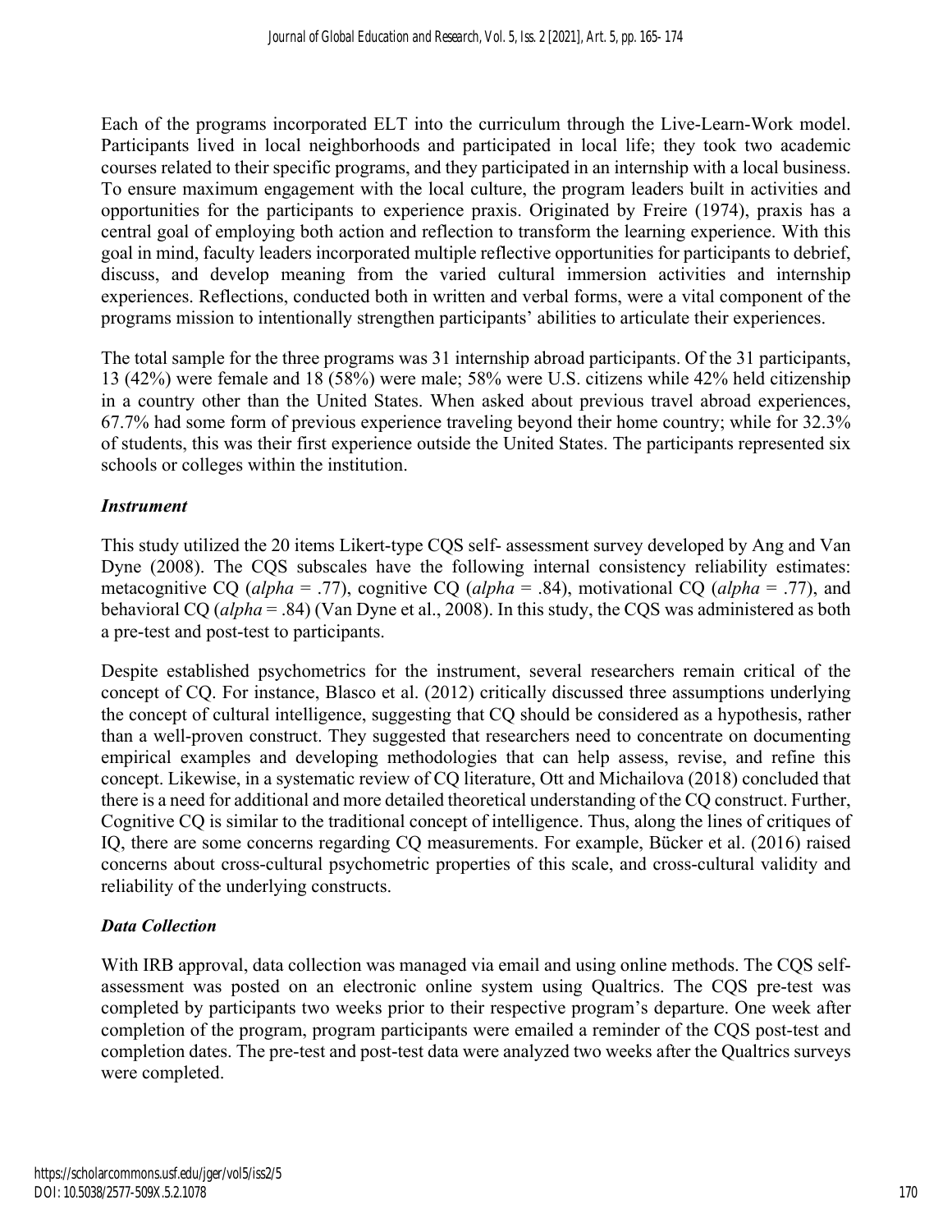Each of the programs incorporated ELT into the curriculum through the Live-Learn-Work model. Participants lived in local neighborhoods and participated in local life; they took two academic courses related to their specific programs, and they participated in an internship with a local business. To ensure maximum engagement with the local culture, the program leaders built in activities and opportunities for the participants to experience praxis. Originated by Freire (1974), praxis has a central goal of employing both action and reflection to transform the learning experience. With this goal in mind, faculty leaders incorporated multiple reflective opportunities for participants to debrief, discuss, and develop meaning from the varied cultural immersion activities and internship experiences. Reflections, conducted both in written and verbal forms, were a vital component of the programs mission to intentionally strengthen participants' abilities to articulate their experiences.

The total sample for the three programs was 31 internship abroad participants. Of the 31 participants, 13 (42%) were female and 18 (58%) were male; 58% were U.S. citizens while 42% held citizenship in a country other than the United States. When asked about previous travel abroad experiences, 67.7% had some form of previous experience traveling beyond their home country; while for 32.3% of students, this was their first experience outside the United States. The participants represented six schools or colleges within the institution.

### *Instrument*

This study utilized the 20 items Likert-type CQS self- assessment survey developed by Ang and Van Dyne (2008). The CQS subscales have the following internal consistency reliability estimates: metacognitive CQ (*alpha* = .77), cognitive CQ (*alpha* = .84), motivational CQ (*alpha* = .77), and behavioral CQ (*alpha* = .84) (Van Dyne et al., 2008). In this study, the CQS was administered as both a pre-test and post-test to participants.

Despite established psychometrics for the instrument, several researchers remain critical of the concept of CQ. For instance, Blasco et al. (2012) critically discussed three assumptions underlying the concept of cultural intelligence, suggesting that CQ should be considered as a hypothesis, rather than a well-proven construct. They suggested that researchers need to concentrate on documenting empirical examples and developing methodologies that can help assess, revise, and refine this concept. Likewise, in a systematic review of CQ literature, Ott and Michailova (2018) concluded that there is a need for additional and more detailed theoretical understanding of the CQ construct. Further, Cognitive CQ is similar to the traditional concept of intelligence. Thus, along the lines of critiques of IQ, there are some concerns regarding CQ measurements. For example, Bücker et al. (2016) raised concerns about cross-cultural psychometric properties of this scale, and cross-cultural validity and reliability of the underlying constructs.

### *Data Collection*

With IRB approval, data collection was managed via email and using online methods. The CQS self-assessment was posted on an electronic online system using Qualtrics. The CQS pre-test was completed by participants two weeks prior to their respective program's departure. One week after completion of the program, program participants were emailed a reminder of the CQS post-test and completion dates. The pre-test and post-test data were analyzed two weeks after the Qualtrics surveys were completed.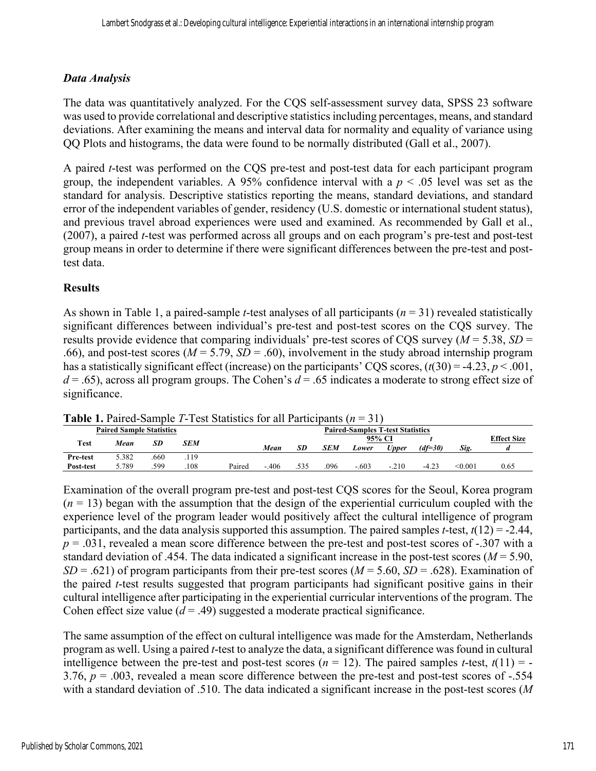### *Data Analysis*

The data was quantitatively analyzed. For the CQS self-assessment survey data, SPSS 23 software was used to provide correlational and descriptive statistics including percentages, means, and standard deviations. After examining the means and interval data for normality and equality of variance using QQ Plots and histograms, the data were found to be normally distributed (Gall et al., 2007).

A paired *t*-test was performed on the CQS pre-test and post-test data for each participant program group, the independent variables. A 95% confidence interval with a $p < .05$ level was set as the standard for analysis. Descriptive statistics reporting the means, standard deviations, and standard error of the independent variables of gender, residency (U.S. domestic or international student status), and previous travel abroad experiences were used and examined. As recommended by Gall et al., (2007), a paired *t*-test was performed across all groups and on each program's pre-test and post-test group means in order to determine if there were significant differences between the pre-test and post-test data.

## Results

As shown in Table 1, a paired-sample *t*-test analyses of all participants ($n = 31$) revealed statistically significant differences between individual's pre-test and post-test scores on the CQS survey. The results provide evidence that comparing individuals' pre-test scores of CQS survey ($M = 5.38$, $SD = .66$), and post-test scores ($M = 5.79$, $SD = .60$), involvement in the study abroad internship program has a statistically significant effect (increase) on the participants' CQS scores, ($t(30) = -4.23$, $p < .001$, $d = .65$), across all program groups. The Cohen's $d = .65$ indicates a moderate to strong effect size of significance.

**Table 1.** Paired-Sample *T*-Test Statistics for all Participants ($n = 31$)

| Paired Sample Statistics | | | | Paired-Samples T-test Statistics | | | | | | | | |
|---|---|---|---|---|---|---|---|---|---|---|---|---|
| | | | | | | | | 95% CI | | *t* | | Effect Size |
| Test | *Mean* | *SD* | *SEM* | | *Mean* | *SD* | *SEM* | *Lower* | *Upper* | *(df=30)* | *Sig.* | *d* |
| Pre-test | 5.382 | .660 | .119 | | | | | | | | | |
| Post-test | 5.789 | .599 | .108 | Paired | -.406 | .535 | .096 | -.603 | -.210 | -4.23 | <0.001 | 0.65 |

Examination of the overall program pre-test and post-test CQS scores for the Seoul, Korea program ($n = 13$) began with the assumption that the design of the experiential curriculum coupled with the experience level of the program leader would positively affect the cultural intelligence of program participants, and the data analysis supported this assumption. The paired samples *t*-test, $t(12) = -2.44$, $p = .031$, revealed a mean score difference between the pre-test and post-test scores of -.307 with a standard deviation of .454. The data indicated a significant increase in the post-test scores ($M = 5.90$, $SD = .621$) of program participants from their pre-test scores ($M = 5.60$, $SD = .628$). Examination of the paired *t*-test results suggested that program participants had significant positive gains in their cultural intelligence after participating in the experiential curricular interventions of the program. The Cohen effect size value ($d = .49$) suggested a moderate practical significance.

The same assumption of the effect on cultural intelligence was made for the Amsterdam, Netherlands program as well. Using a paired *t*-test to analyze the data, a significant difference was found in cultural intelligence between the pre-test and post-test scores ($n = 12$). The paired samples *t*-test, $t(11) = -3.76$, $p = .003$, revealed a mean score difference between the pre-test and post-test scores of -.554 with a standard deviation of .510. The data indicated a significant increase in the post-test scores (*M*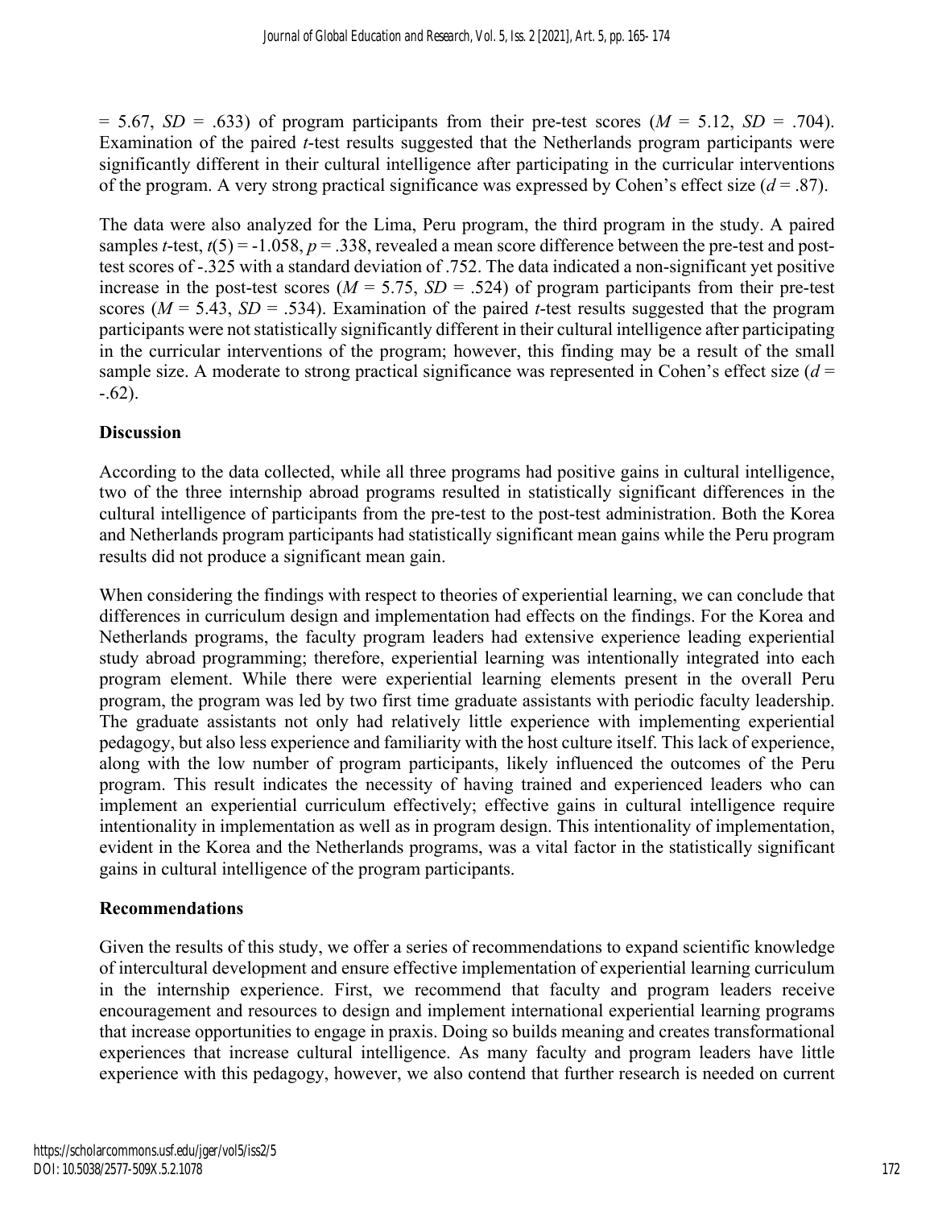= 5.67, $SD$ = .633) of program participants from their pre-test scores ($M$ = 5.12, $SD$ = .704). Examination of the paired $t$-test results suggested that the Netherlands program participants were significantly different in their cultural intelligence after participating in the curricular interventions of the program. A very strong practical significance was expressed by Cohen's effect size ($d$ = .87).

The data were also analyzed for the Lima, Peru program, the third program in the study. A paired samples $t$-test, $t(5) = -1.058$, $p = .338$, revealed a mean score difference between the pre-test and post-test scores of -.325 with a standard deviation of .752. The data indicated a non-significant yet positive increase in the post-test scores ($M$ = 5.75, $SD$ = .524) of program participants from their pre-test scores ($M$ = 5.43, $SD$ = .534). Examination of the paired $t$-test results suggested that the program participants were not statistically significantly different in their cultural intelligence after participating in the curricular interventions of the program; however, this finding may be a result of the small sample size. A moderate to strong practical significance was represented in Cohen's effect size ($d$ = -.62).

## Discussion

According to the data collected, while all three programs had positive gains in cultural intelligence, two of the three internship abroad programs resulted in statistically significant differences in the cultural intelligence of participants from the pre-test to the post-test administration. Both the Korea and Netherlands program participants had statistically significant mean gains while the Peru program results did not produce a significant mean gain.

When considering the findings with respect to theories of experiential learning, we can conclude that differences in curriculum design and implementation had effects on the findings. For the Korea and Netherlands programs, the faculty program leaders had extensive experience leading experiential study abroad programming; therefore, experiential learning was intentionally integrated into each program element. While there were experiential learning elements present in the overall Peru program, the program was led by two first time graduate assistants with periodic faculty leadership. The graduate assistants not only had relatively little experience with implementing experiential pedagogy, but also less experience and familiarity with the host culture itself. This lack of experience, along with the low number of program participants, likely influenced the outcomes of the Peru program. This result indicates the necessity of having trained and experienced leaders who can implement an experiential curriculum effectively; effective gains in cultural intelligence require intentionality in implementation as well as in program design. This intentionality of implementation, evident in the Korea and the Netherlands programs, was a vital factor in the statistically significant gains in cultural intelligence of the program participants.

## Recommendations

Given the results of this study, we offer a series of recommendations to expand scientific knowledge of intercultural development and ensure effective implementation of experiential learning curriculum in the internship experience. First, we recommend that faculty and program leaders receive encouragement and resources to design and implement international experiential learning programs that increase opportunities to engage in praxis. Doing so builds meaning and creates transformational experiences that increase cultural intelligence. As many faculty and program leaders have little experience with this pedagogy, however, we also contend that further research is needed on current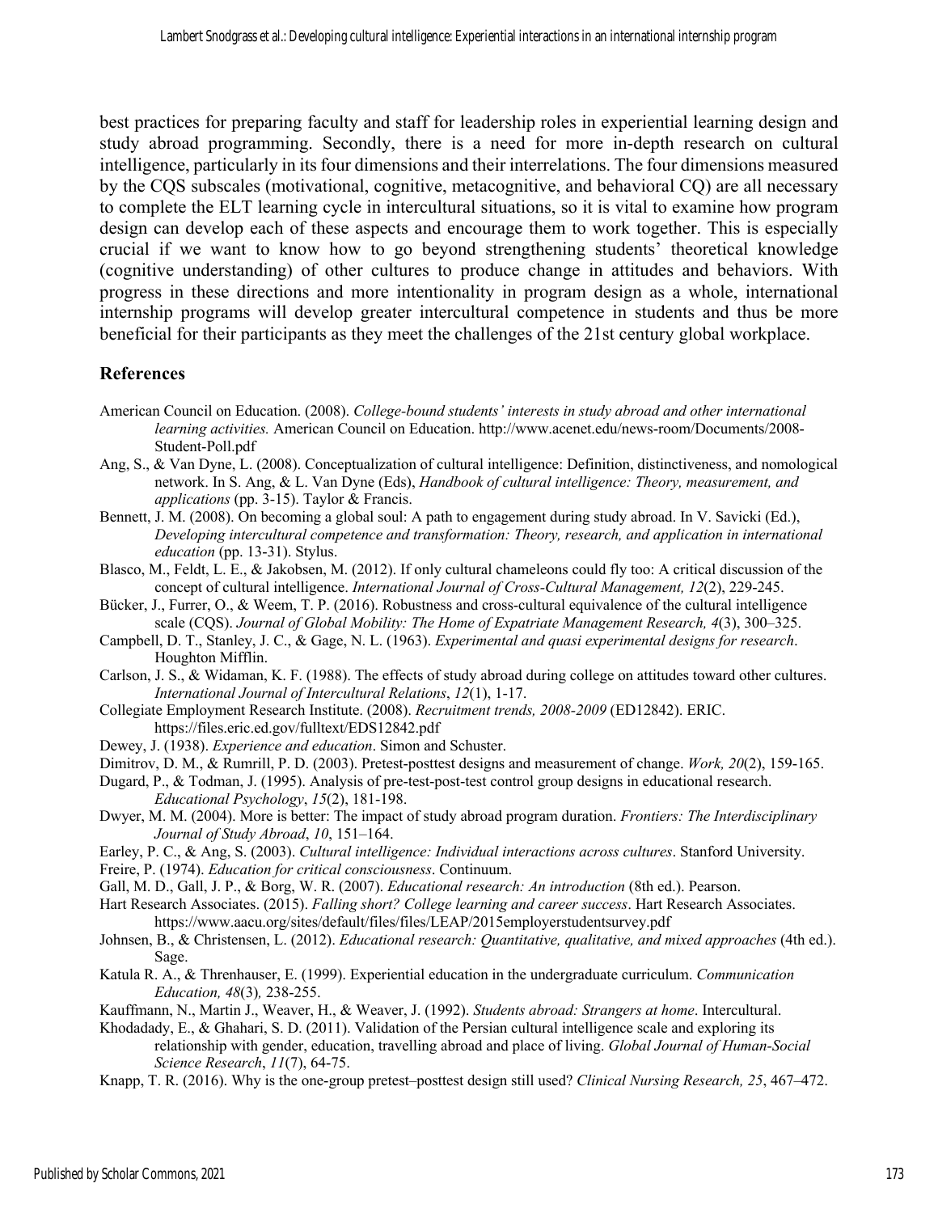best practices for preparing faculty and staff for leadership roles in experiential learning design and study abroad programming. Secondly, there is a need for more in-depth research on cultural intelligence, particularly in its four dimensions and their interrelations. The four dimensions measured by the CQS subscales (motivational, cognitive, metacognitive, and behavioral CQ) are all necessary to complete the ELT learning cycle in intercultural situations, so it is vital to examine how program design can develop each of these aspects and encourage them to work together. This is especially crucial if we want to know how to go beyond strengthening students' theoretical knowledge (cognitive understanding) of other cultures to produce change in attitudes and behaviors. With progress in these directions and more intentionality in program design as a whole, international internship programs will develop greater intercultural competence in students and thus be more beneficial for their participants as they meet the challenges of the 21st century global workplace.

## References

American Council on Education. (2008). *College-bound students' interests in study abroad and other international learning activities.* American Council on Education. http://www.acenet.edu/news-room/Documents/2008-Student-Poll.pdf

Ang, S., & Van Dyne, L. (2008). Conceptualization of cultural intelligence: Definition, distinctiveness, and nomological network. In S. Ang, & L. Van Dyne (Eds), *Handbook of cultural intelligence: Theory, measurement, and applications* (pp. 3-15). Taylor & Francis.

Bennett, J. M. (2008). On becoming a global soul: A path to engagement during study abroad. In V. Savicki (Ed.), *Developing intercultural competence and transformation: Theory, research, and application in international education* (pp. 13-31). Stylus.

Blasco, M., Feldt, L. E., & Jakobsen, M. (2012). If only cultural chameleons could fly too: A critical discussion of the concept of cultural intelligence. *International Journal of Cross-Cultural Management, 12*(2), 229-245.

Bücker, J., Furrer, O., & Weem, T. P. (2016). Robustness and cross-cultural equivalence of the cultural intelligence scale (CQS). *Journal of Global Mobility: The Home of Expatriate Management Research, 4*(3), 300–325.

Campbell, D. T., Stanley, J. C., & Gage, N. L. (1963). *Experimental and quasi experimental designs for research*. Houghton Mifflin.

Carlson, J. S., & Widaman, K. F. (1988). The effects of study abroad during college on attitudes toward other cultures. *International Journal of Intercultural Relations*, *12*(1), 1-17.

Collegiate Employment Research Institute. (2008). *Recruitment trends, 2008-2009* (ED12842). ERIC. https://files.eric.ed.gov/fulltext/EDS12842.pdf

Dewey, J. (1938). *Experience and education*. Simon and Schuster.

Dimitrov, D. M., & Rumrill, P. D. (2003). Pretest-posttest designs and measurement of change. *Work, 20*(2), 159-165.

Dugard, P., & Todman, J. (1995). Analysis of pre-test-post-test control group designs in educational research. *Educational Psychology*, *15*(2), 181-198.

Dwyer, M. M. (2004). More is better: The impact of study abroad program duration. *Frontiers: The Interdisciplinary Journal of Study Abroad*, *10*, 151–164.

Earley, P. C., & Ang, S. (2003). *Cultural intelligence: Individual interactions across cultures*. Stanford University.

Freire, P. (1974). *Education for critical consciousness*. Continuum.

Gall, M. D., Gall, J. P., & Borg, W. R. (2007). *Educational research: An introduction* (8th ed.). Pearson.

Hart Research Associates. (2015). *Falling short? College learning and career success*. Hart Research Associates. https://www.aacu.org/sites/default/files/files/LEAP/2015employerstudentsurvey.pdf

Johnsen, B., & Christensen, L. (2012). *Educational research: Quantitative, qualitative, and mixed approaches* (4th ed.). Sage.

Katula R. A., & Threnhauser, E. (1999). Experiential education in the undergraduate curriculum. *Communication Education, 48*(3)*,* 238-255.

Kauffmann, N., Martin J., Weaver, H., & Weaver, J. (1992). *Students abroad: Strangers at home*. Intercultural.

Khodadady, E., & Ghahari, S. D. (2011). Validation of the Persian cultural intelligence scale and exploring its relationship with gender, education, travelling abroad and place of living. *Global Journal of Human-Social Science Research*, *11*(7), 64-75.

Knapp, T. R. (2016). Why is the one-group pretest–posttest design still used? *Clinical Nursing Research, 25*, 467–472.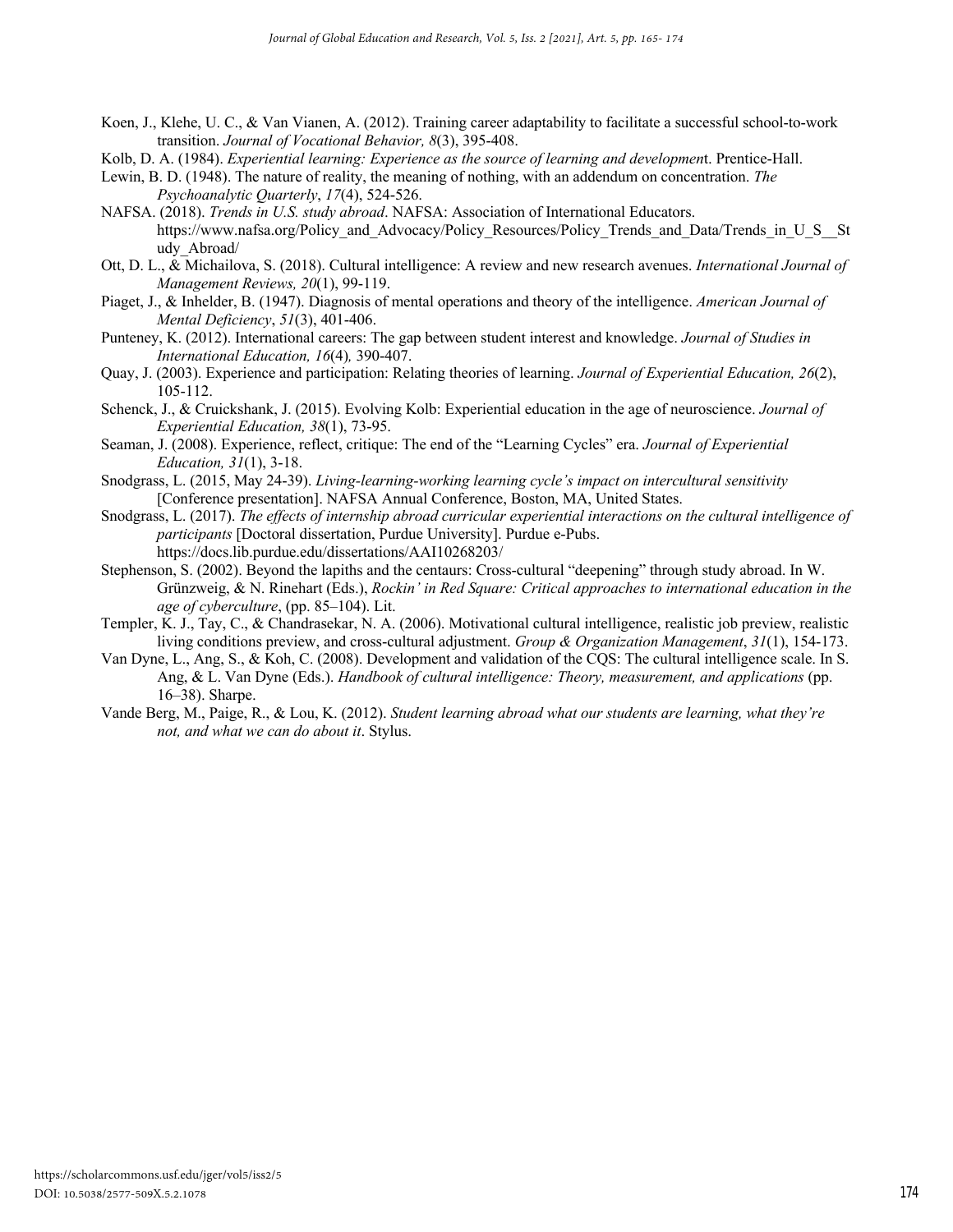Koen, J., Klehe, U. C., & Van Vianen, A. (2012). Training career adaptability to facilitate a successful school-to-work transition. *Journal of Vocational Behavior, 8*(3), 395-408.

Kolb, D. A. (1984). *Experiential learning: Experience as the source of learning and development*. Prentice-Hall.

Lewin, B. D. (1948). The nature of reality, the meaning of nothing, with an addendum on concentration. *The Psychoanalytic Quarterly*, *17*(4), 524-526.

NAFSA. (2018). *Trends in U.S. study abroad*. NAFSA: Association of International Educators. https://www.nafsa.org/Policy_and_Advocacy/Policy_Resources/Policy_Trends_and_Data/Trends_in_U_S__Study_Abroad/

Ott, D. L., & Michailova, S. (2018). Cultural intelligence: A review and new research avenues. *International Journal of Management Reviews, 20*(1), 99-119.

Piaget, J., & Inhelder, B. (1947). Diagnosis of mental operations and theory of the intelligence. *American Journal of Mental Deficiency*, *51*(3), 401-406.

Punteney, K. (2012). International careers: The gap between student interest and knowledge. *Journal of Studies in International Education, 16*(4)*,* 390-407.

Quay, J. (2003). Experience and participation: Relating theories of learning. *Journal of Experiential Education, 26*(2), 105-112.

Schenck, J., & Cruickshank, J. (2015). Evolving Kolb: Experiential education in the age of neuroscience. *Journal of Experiential Education, 38*(1), 73-95.

Seaman, J. (2008). Experience, reflect, critique: The end of the "Learning Cycles" era. *Journal of Experiential Education, 31*(1), 3-18.

Snodgrass, L. (2015, May 24-39). *Living-learning-working learning cycle's impact on intercultural sensitivity* [Conference presentation]. NAFSA Annual Conference, Boston, MA, United States.

Snodgrass, L. (2017). *The effects of internship abroad curricular experiential interactions on the cultural intelligence of participants* [Doctoral dissertation, Purdue University]. Purdue e-Pubs. https://docs.lib.purdue.edu/dissertations/AAI10268203/

Stephenson, S. (2002). Beyond the lapiths and the centaurs: Cross-cultural "deepening" through study abroad. In W. Grünzweig, & N. Rinehart (Eds.), *Rockin' in Red Square: Critical approaches to international education in the age of cyberculture*, (pp. 85–104). Lit.

Templer, K. J., Tay, C., & Chandrasekar, N. A. (2006). Motivational cultural intelligence, realistic job preview, realistic living conditions preview, and cross-cultural adjustment. *Group & Organization Management*, *31*(1), 154-173.

Van Dyne, L., Ang, S., & Koh, C. (2008). Development and validation of the CQS: The cultural intelligence scale. In S. Ang, & L. Van Dyne (Eds.). *Handbook of cultural intelligence: Theory, measurement, and applications* (pp. 16–38). Sharpe.

Vande Berg, M., Paige, R., & Lou, K. (2012). *Student learning abroad what our students are learning, what they're not, and what we can do about it*. Stylus.